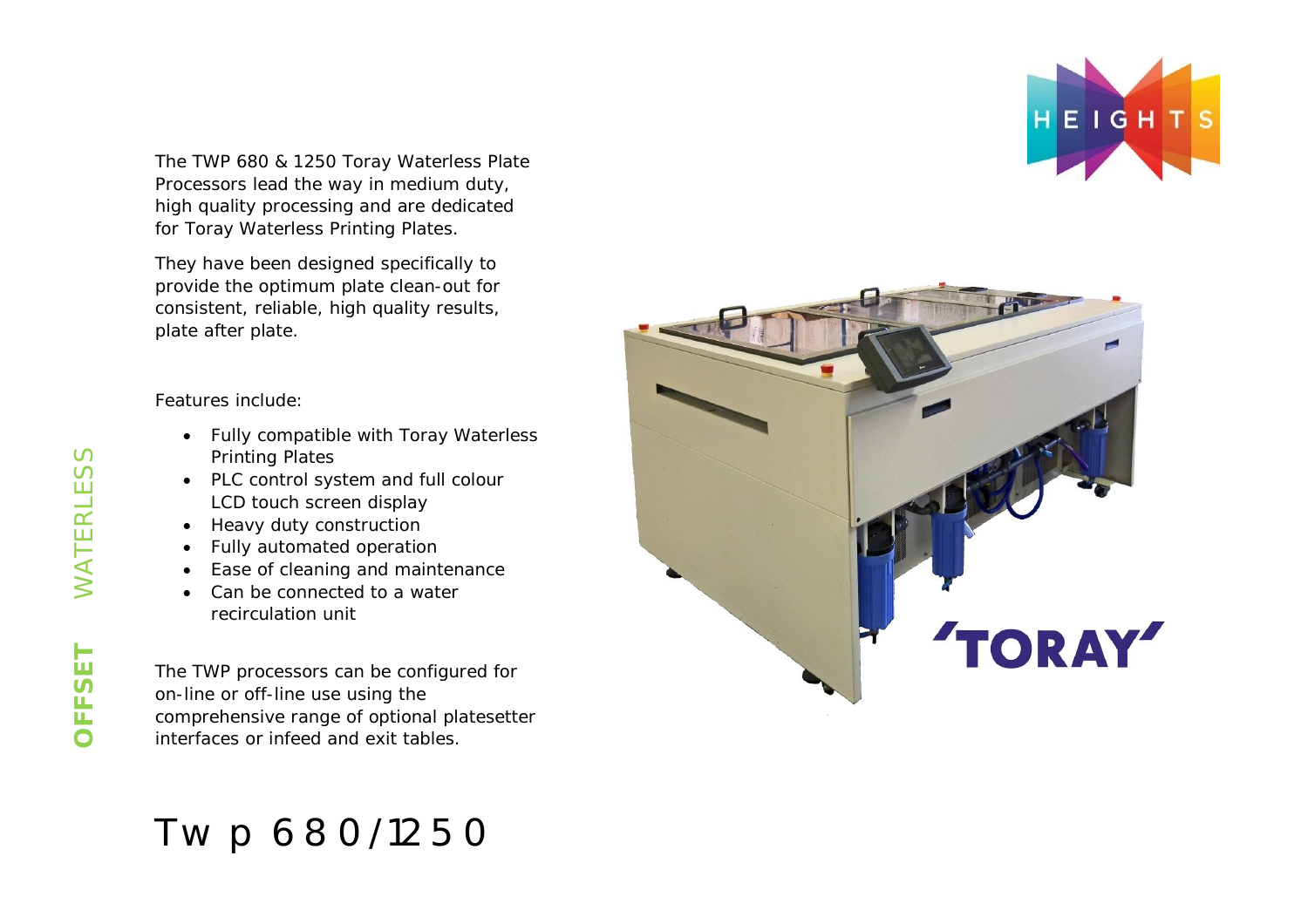The TWP 680 & 1250 Toray Waterless Plate Processors lead the way in medium duty, high quality processing and are dedicated for Toray Waterless Printing Plates.

They have been designed specifically to provide the optimum plate clean-out for consistent, reliable, high quality results, plate after plate.

Features include:

- Fully compatible with Toray Waterless Printing Plates
- PLC control system and full colour LCD touch screen display
- Heavy duty construction
- Fully automated operation
- Ease of cleaning and maintenance
- Can be connected to a water recirculation unit

The TWP processors can be configured for on-line or off-line use using the comprehensive range of optional platesetter interfaces or infeed and exit tables.

**OFFSET** WATERLESS

# Twp 680/1250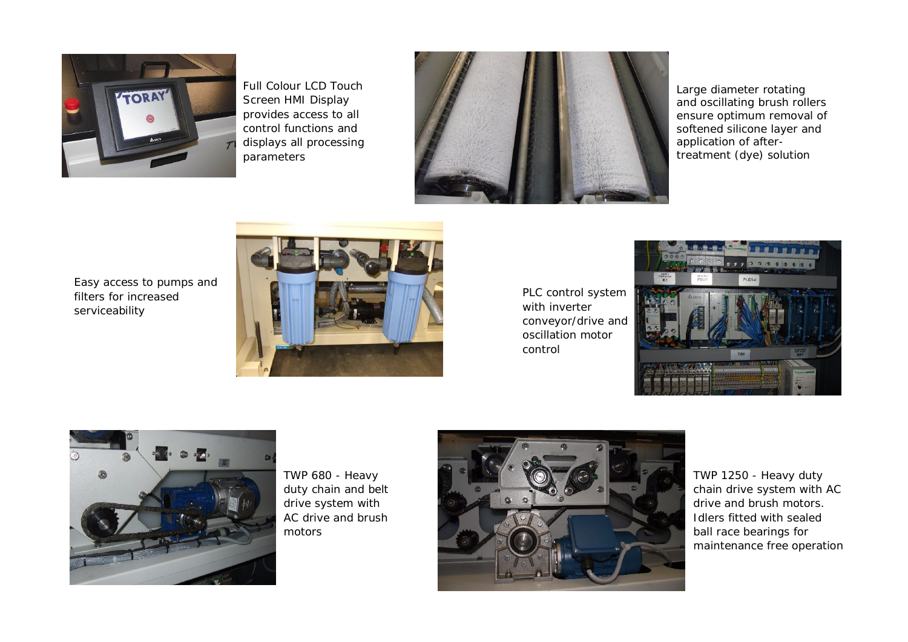Full Colour LCD Touch Screen HMI Display provides access to all control functions and displays all processing parameters

Large diameter rotating and oscillating brush rollers ensure optimum removal of softened silicone layer and application of after-treatment (dye) solution

Easy access to pumps and filters for increased serviceability

PLC control system with inverter conveyor/drive and oscillation motor control

TWP 680 - Heavy duty chain and belt drive system with AC drive and brush motors

TWP 1250 - Heavy duty chain drive system with AC drive and brush motors. Idlers fitted with sealed ball race bearings for maintenance free operation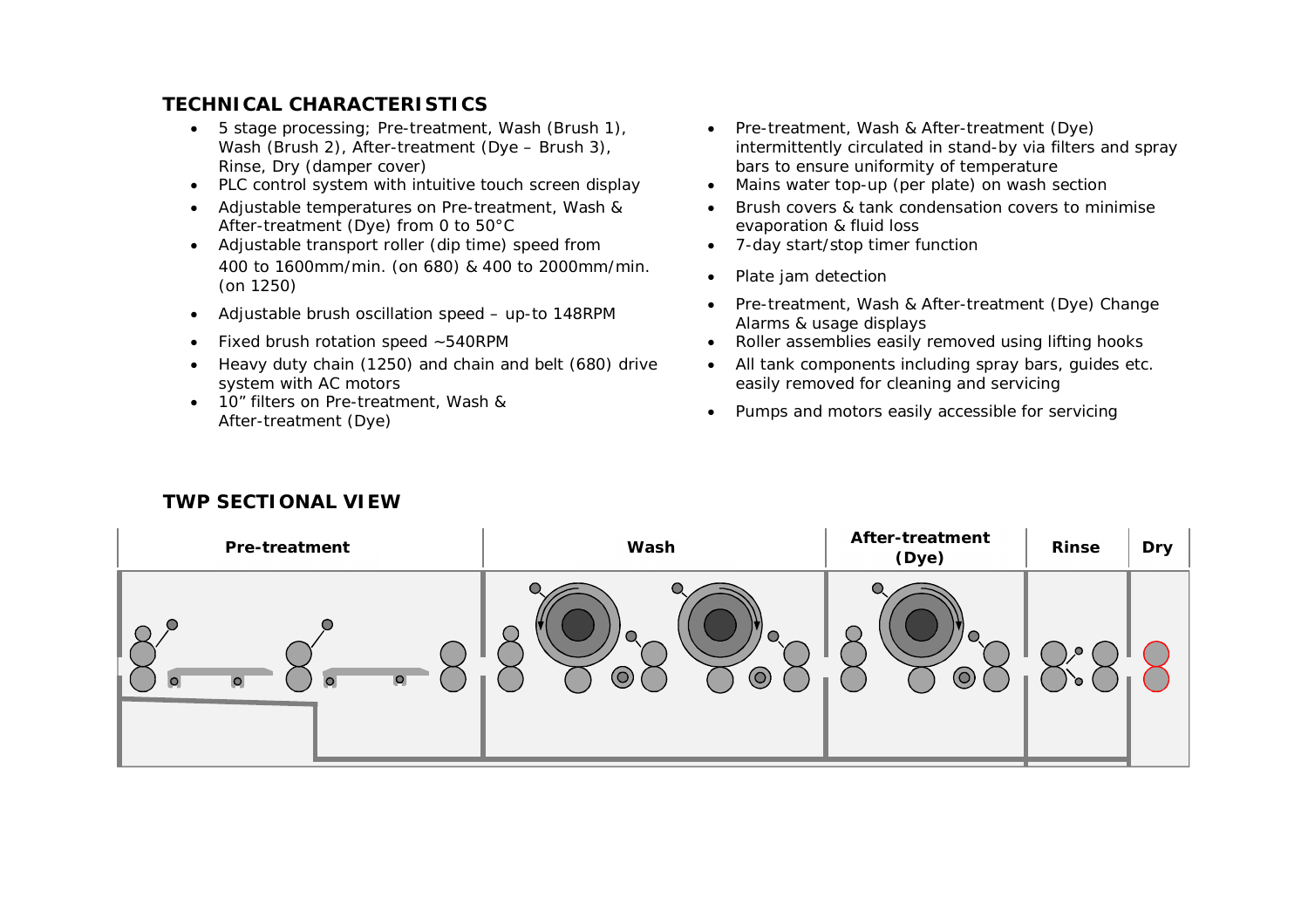## TECHNICAL CHARACTERISTICS

- 5 stage processing; Pre-treatment, Wash (Brush 1), Wash (Brush 2), After-treatment (Dye – Brush 3), Rinse, Dry (damper cover)
- PLC control system with intuitive touch screen display
- Adjustable temperatures on Pre-treatment, Wash & After-treatment (Dye) from 0 to 50°C
- Adjustable transport roller (dip time) speed from 400 to 1600mm/min. (on 680) & 400 to 2000mm/min. (on 1250)
- Adjustable brush oscillation speed – up-to 148RPM
- Fixed brush rotation speed ~540RPM
- Heavy duty chain (1250) and chain and belt (680) drive system with AC motors
- 10" filters on Pre-treatment, Wash & After-treatment (Dye)
- Pre-treatment, Wash & After-treatment (Dye) intermittently circulated in stand-by via filters and spray bars to ensure uniformity of temperature
- Mains water top-up (per plate) on wash section
- Brush covers & tank condensation covers to minimise evaporation & fluid loss
- 7-day start/stop timer function
- Plate jam detection
- Pre-treatment, Wash & After-treatment (Dye) Change Alarms & usage displays
- Roller assemblies easily removed using lifting hooks
- All tank components including spray bars, guides etc. easily removed for cleaning and servicing
- Pumps and motors easily accessible for servicing

## TWP SECTIONAL VIEW

| Pre-treatment | Wash | After-treatment (Dye) | Rinse | Dry |
|---|---|---|---|---|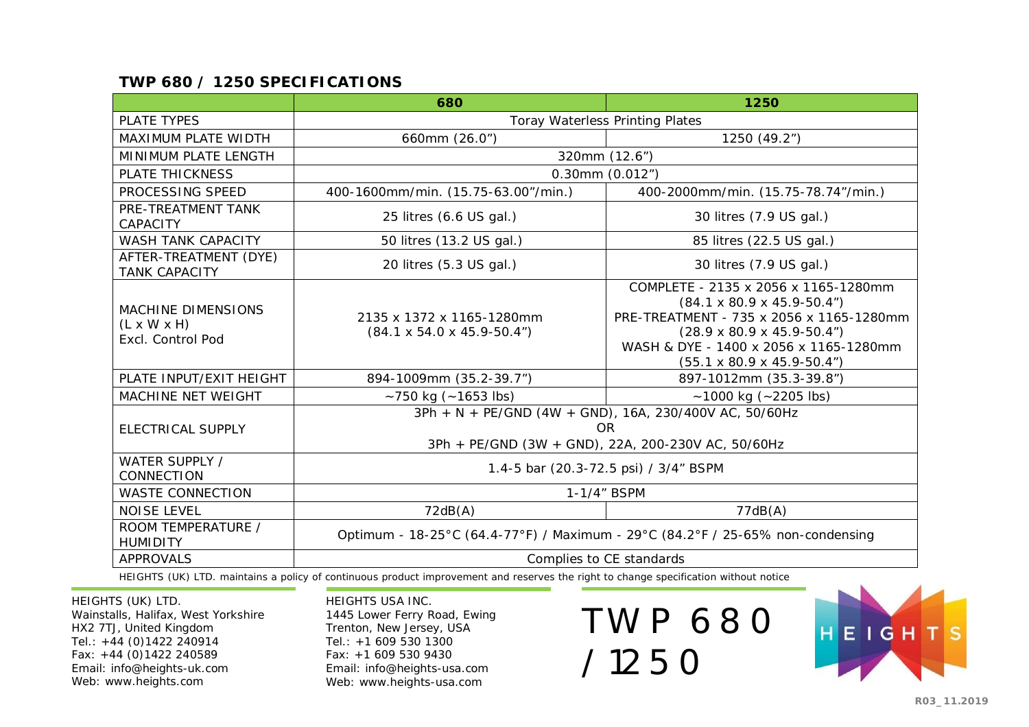## TWP 680 / 1250 SPECIFICATIONS

| | 680 | 1250 |
|---|---|---|
| PLATE TYPES | Toray Waterless Printing Plates | |
| MAXIMUM PLATE WIDTH | 660mm (26.0") | 1250 (49.2") |
| MINIMUM PLATE LENGTH | 320mm (12.6") | |
| PLATE THICKNESS | 0.30mm (0.012") | |
| PROCESSING SPEED | 400-1600mm/min. (15.75-63.00"/min.) | 400-2000mm/min. (15.75-78.74"/min.) |
| PRE-TREATMENT TANK CAPACITY | 25 litres (6.6 US gal.) | 30 litres (7.9 US gal.) |
| WASH TANK CAPACITY | 50 litres (13.2 US gal.) | 85 litres (22.5 US gal.) |
| AFTER-TREATMENT (DYE) TANK CAPACITY | 20 litres (5.3 US gal.) | 30 litres (7.9 US gal.) |
| MACHINE DIMENSIONS (L x W x H) Excl. Control Pod | 2135 x 1372 x 1165-1280mm (84.1 x 54.0 x 45.9-50.4") | COMPLETE - 2135 x 2056 x 1165-1280mm (84.1 x 80.9 x 45.9-50.4") PRE-TREATMENT - 735 x 2056 x 1165-1280mm (28.9 x 80.9 x 45.9-50.4") WASH & DYE - 1400 x 2056 x 1165-1280mm (55.1 x 80.9 x 45.9-50.4") |
| PLATE INPUT/EXIT HEIGHT | 894-1009mm (35.2-39.7") | 897-1012mm (35.3-39.8") |
| MACHINE NET WEIGHT | ~750 kg (~1653 lbs) | ~1000 kg (~2205 lbs) |
| ELECTRICAL SUPPLY | 3Ph + N + PE/GND (4W + GND), 16A, 230/400V AC, 50/60Hz OR 3Ph + PE/GND (3W + GND), 22A, 200-230V AC, 50/60Hz | |
| WATER SUPPLY / CONNECTION | 1.4-5 bar (20.3-72.5 psi) / 3/4" BSPM | |
| WASTE CONNECTION | 1-1/4" BSPM | |
| NOISE LEVEL | 72dB(A) | 77dB(A) |
| ROOM TEMPERATURE / HUMIDITY | Optimum - 18-25°C (64.4-77°F) / Maximum - 29°C (84.2°F / 25-65% non-condensing | |
| APPROVALS | Complies to CE standards | |

HEIGHTS (UK) LTD. maintains a policy of continuous product improvement and reserves the right to change specification without notice

HEIGHTS (UK) LTD.
Wainstalls, Halifax, West Yorkshire
HX2 7TJ, United Kingdom
Tel.: +44 (0)1422 240914
Fax: +44 (0)1422 240589
Email: info@heights-uk.com
Web: www.heights.com

HEIGHTS USA INC.
1445 Lower Ferry Road, Ewing
Trenton, New Jersey, USA
Tel.: +1 609 530 1300
Fax: +1 609 530 9430
Email: info@heights-usa.com
Web: www.heights-usa.com

# TWP 680 / 1250

HEIGHTS

R03_11.2019